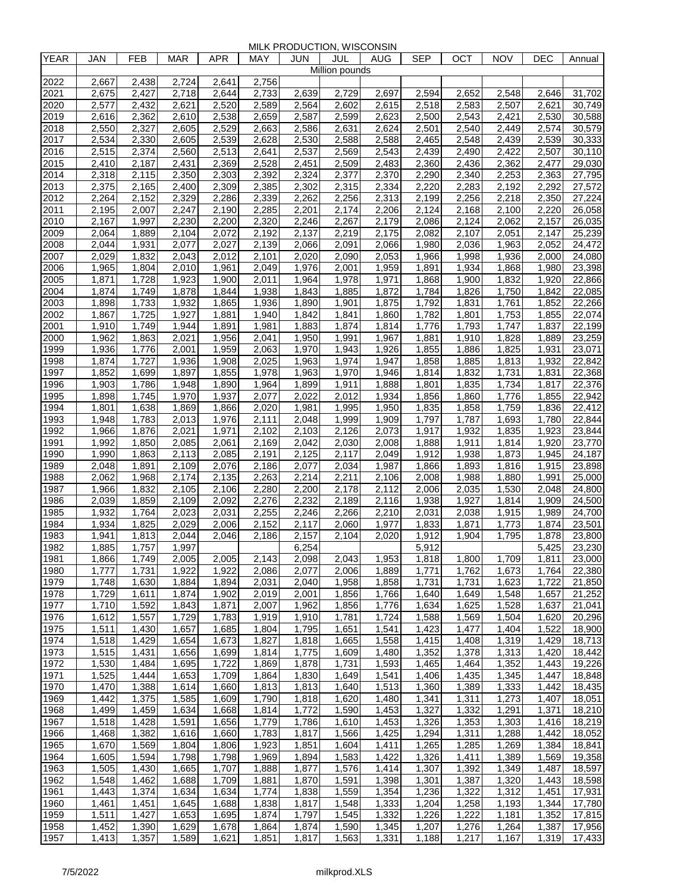# MILK PRODUCTION, WISCONSIN

| YEAR | JAN | FEB | MAR | APR | MAY | JUN | JUL | AUG | SEP | OCT | NOV | DEC | Annual |
|---|---|---|---|---|---|---|---|---|---|---|---|---|---|
| | | | | | | | Million pounds | | | | | | |
| 2022 | 2,667 | 2,438 | 2,724 | 2,641 | 2,756 | | | | | | | | |
| 2021 | 2,675 | 2,427 | 2,718 | 2,644 | 2,733 | 2,639 | 2,729 | 2,697 | 2,594 | 2,652 | 2,548 | 2,646 | 31,702 |
| 2020 | 2,577 | 2,432 | 2,621 | 2,520 | 2,589 | 2,564 | 2,602 | 2,615 | 2,518 | 2,583 | 2,507 | 2,621 | 30,749 |
| 2019 | 2,616 | 2,362 | 2,610 | 2,538 | 2,659 | 2,587 | 2,599 | 2,623 | 2,500 | 2,543 | 2,421 | 2,530 | 30,588 |
| 2018 | 2,550 | 2,327 | 2,605 | 2,529 | 2,663 | 2,586 | 2,631 | 2,624 | 2,501 | 2,540 | 2,449 | 2,574 | 30,579 |
| 2017 | 2,534 | 2,330 | 2,605 | 2,539 | 2,628 | 2,530 | 2,588 | 2,588 | 2,465 | 2,548 | 2,439 | 2,539 | 30,333 |
| 2016 | 2,515 | 2,374 | 2,560 | 2,513 | 2,641 | 2,537 | 2,569 | 2,543 | 2,439 | 2,490 | 2,422 | 2,507 | 30,110 |
| 2015 | 2,410 | 2,187 | 2,431 | 2,369 | 2,528 | 2,451 | 2,509 | 2,483 | 2,360 | 2,436 | 2,362 | 2,477 | 29,030 |
| 2014 | 2,318 | 2,115 | 2,350 | 2,303 | 2,392 | 2,324 | 2,377 | 2,370 | 2,290 | 2,340 | 2,253 | 2,363 | 27,795 |
| 2013 | 2,375 | 2,165 | 2,400 | 2,309 | 2,385 | 2,302 | 2,315 | 2,334 | 2,220 | 2,283 | 2,192 | 2,292 | 27,572 |
| 2012 | 2,264 | 2,152 | 2,329 | 2,286 | 2,339 | 2,262 | 2,256 | 2,313 | 2,199 | 2,256 | 2,218 | 2,350 | 27,224 |
| 2011 | 2,195 | 2,007 | 2,247 | 2,190 | 2,285 | 2,201 | 2,174 | 2,206 | 2,124 | 2,168 | 2,100 | 2,220 | 26,058 |
| 2010 | 2,167 | 1,997 | 2,230 | 2,200 | 2,320 | 2,246 | 2,267 | 2,179 | 2,086 | 2,124 | 2,062 | 2,157 | 26,035 |
| 2009 | 2,064 | 1,889 | 2,104 | 2,072 | 2,192 | 2,137 | 2,219 | 2,175 | 2,082 | 2,107 | 2,051 | 2,147 | 25,239 |
| 2008 | 2,044 | 1,931 | 2,077 | 2,027 | 2,139 | 2,066 | 2,091 | 2,066 | 1,980 | 2,036 | 1,963 | 2,052 | 24,472 |
| 2007 | 2,029 | 1,832 | 2,043 | 2,012 | 2,101 | 2,020 | 2,090 | 2,053 | 1,966 | 1,998 | 1,936 | 2,000 | 24,080 |
| 2006 | 1,965 | 1,804 | 2,010 | 1,961 | 2,049 | 1,976 | 2,001 | 1,959 | 1,891 | 1,934 | 1,868 | 1,980 | 23,398 |
| 2005 | 1,871 | 1,728 | 1,923 | 1,900 | 2,011 | 1,964 | 1,978 | 1,971 | 1,868 | 1,900 | 1,832 | 1,920 | 22,866 |
| 2004 | 1,874 | 1,749 | 1,878 | 1,844 | 1,938 | 1,843 | 1,885 | 1,872 | 1,784 | 1,826 | 1,750 | 1,842 | 22,085 |
| 2003 | 1,898 | 1,733 | 1,932 | 1,865 | 1,936 | 1,890 | 1,901 | 1,875 | 1,792 | 1,831 | 1,761 | 1,852 | 22,266 |
| 2002 | 1,867 | 1,725 | 1,927 | 1,881 | 1,940 | 1,842 | 1,841 | 1,860 | 1,782 | 1,801 | 1,753 | 1,855 | 22,074 |
| 2001 | 1,910 | 1,749 | 1,944 | 1,891 | 1,981 | 1,883 | 1,874 | 1,814 | 1,776 | 1,793 | 1,747 | 1,837 | 22,199 |
| 2000 | 1,962 | 1,863 | 2,021 | 1,956 | 2,041 | 1,950 | 1,991 | 1,967 | 1,881 | 1,910 | 1,828 | 1,889 | 23,259 |
| 1999 | 1,936 | 1,776 | 2,001 | 1,959 | 2,063 | 1,970 | 1,943 | 1,926 | 1,855 | 1,886 | 1,825 | 1,931 | 23,071 |
| 1998 | 1,874 | 1,727 | 1,936 | 1,908 | 2,025 | 1,963 | 1,974 | 1,947 | 1,858 | 1,885 | 1,813 | 1,932 | 22,842 |
| 1997 | 1,852 | 1,699 | 1,897 | 1,855 | 1,978 | 1,963 | 1,970 | 1,946 | 1,814 | 1,832 | 1,731 | 1,831 | 22,368 |
| 1996 | 1,903 | 1,786 | 1,948 | 1,890 | 1,964 | 1,899 | 1,911 | 1,888 | 1,801 | 1,835 | 1,734 | 1,817 | 22,376 |
| 1995 | 1,898 | 1,745 | 1,970 | 1,937 | 2,077 | 2,022 | 2,012 | 1,934 | 1,856 | 1,860 | 1,776 | 1,855 | 22,942 |
| 1994 | 1,801 | 1,638 | 1,869 | 1,866 | 2,020 | 1,981 | 1,995 | 1,950 | 1,835 | 1,858 | 1,759 | 1,836 | 22,412 |
| 1993 | 1,948 | 1,783 | 2,013 | 1,976 | 2,111 | 2,048 | 1,999 | 1,909 | 1,797 | 1,787 | 1,693 | 1,780 | 22,844 |
| 1992 | 1,966 | 1,876 | 2,021 | 1,971 | 2,102 | 2,103 | 2,126 | 2,073 | 1,917 | 1,932 | 1,835 | 1,923 | 23,844 |
| 1991 | 1,992 | 1,850 | 2,085 | 2,061 | 2,169 | 2,042 | 2,030 | 2,008 | 1,888 | 1,911 | 1,814 | 1,920 | 23,770 |
| 1990 | 1,990 | 1,863 | 2,113 | 2,085 | 2,191 | 2,125 | 2,117 | 2,049 | 1,912 | 1,938 | 1,873 | 1,945 | 24,187 |
| 1989 | 2,048 | 1,891 | 2,109 | 2,076 | 2,186 | 2,077 | 2,034 | 1,987 | 1,866 | 1,893 | 1,816 | 1,915 | 23,898 |
| 1988 | 2,062 | 1,968 | 2,174 | 2,135 | 2,263 | 2,214 | 2,211 | 2,106 | 2,008 | 1,988 | 1,880 | 1,991 | 25,000 |
| 1987 | 1,966 | 1,832 | 2,105 | 2,106 | 2,280 | 2,200 | 2,178 | 2,112 | 2,006 | 2,035 | 1,530 | 2,048 | 24,800 |
| 1986 | 2,039 | 1,859 | 2,109 | 2,092 | 2,276 | 2,232 | 2,189 | 2,116 | 1,938 | 1,927 | 1,814 | 1,909 | 24,500 |
| 1985 | 1,932 | 1,764 | 2,023 | 2,031 | 2,255 | 2,246 | 2,266 | 2,210 | 2,031 | 2,038 | 1,915 | 1,989 | 24,700 |
| 1984 | 1,934 | 1,825 | 2,029 | 2,006 | 2,152 | 2,117 | 2,060 | 1,977 | 1,833 | 1,871 | 1,773 | 1,874 | 23,501 |
| 1983 | 1,941 | 1,813 | 2,044 | 2,046 | 2,186 | 2,157 | 2,104 | 2,020 | 1,912 | 1,904 | 1,795 | 1,878 | 23,800 |
| 1982 | 1,885 | 1,757 | 1,997 | | | 6,254 | | | 5,912 | | | 5,425 | 23,230 |
| 1981 | 1,866 | 1,749 | 2,005 | 2,005 | 2,143 | 2,098 | 2,043 | 1,953 | 1,818 | 1,800 | 1,709 | 1,811 | 23,000 |
| 1980 | 1,777 | 1,731 | 1,922 | 1,922 | 2,086 | 2,077 | 2,006 | 1,889 | 1,771 | 1,762 | 1,673 | 1,764 | 22,380 |
| 1979 | 1,748 | 1,630 | 1,884 | 1,894 | 2,031 | 2,040 | 1,958 | 1,858 | 1,731 | 1,731 | 1,623 | 1,722 | 21,850 |
| 1978 | 1,729 | 1,611 | 1,874 | 1,902 | 2,019 | 2,001 | 1,856 | 1,766 | 1,640 | 1,649 | 1,548 | 1,657 | 21,252 |
| 1977 | 1,710 | 1,592 | 1,843 | 1,871 | 2,007 | 1,962 | 1,856 | 1,776 | 1,634 | 1,625 | 1,528 | 1,637 | 21,041 |
| 1976 | 1,612 | 1,557 | 1,729 | 1,783 | 1,919 | 1,910 | 1,781 | 1,724 | 1,588 | 1,569 | 1,504 | 1,620 | 20,296 |
| 1975 | 1,511 | 1,430 | 1,657 | 1,685 | 1,804 | 1,795 | 1,651 | 1,541 | 1,423 | 1,477 | 1,404 | 1,522 | 18,900 |
| 1974 | 1,518 | 1,429 | 1,654 | 1,673 | 1,827 | 1,818 | 1,665 | 1,558 | 1,415 | 1,408 | 1,319 | 1,429 | 18,713 |
| 1973 | 1,515 | 1,431 | 1,656 | 1,699 | 1,814 | 1,775 | 1,609 | 1,480 | 1,352 | 1,378 | 1,313 | 1,420 | 18,442 |
| 1972 | 1,530 | 1,484 | 1,695 | 1,722 | 1,869 | 1,878 | 1,731 | 1,593 | 1,465 | 1,464 | 1,352 | 1,443 | 19,226 |
| 1971 | 1,525 | 1,444 | 1,653 | 1,709 | 1,864 | 1,830 | 1,649 | 1,541 | 1,406 | 1,435 | 1,345 | 1,447 | 18,848 |
| 1970 | 1,470 | 1,388 | 1,614 | 1,660 | 1,813 | 1,813 | 1,640 | 1,513 | 1,360 | 1,389 | 1,333 | 1,442 | 18,435 |
| 1969 | 1,442 | 1,375 | 1,585 | 1,609 | 1,790 | 1,818 | 1,620 | 1,480 | 1,341 | 1,311 | 1,273 | 1,407 | 18,051 |
| 1968 | 1,499 | 1,459 | 1,634 | 1,668 | 1,814 | 1,772 | 1,590 | 1,453 | 1,327 | 1,332 | 1,291 | 1,371 | 18,210 |
| 1967 | 1,518 | 1,428 | 1,591 | 1,656 | 1,779 | 1,786 | 1,610 | 1,453 | 1,326 | 1,353 | 1,303 | 1,416 | 18,219 |
| 1966 | 1,468 | 1,382 | 1,616 | 1,660 | 1,783 | 1,817 | 1,566 | 1,425 | 1,294 | 1,311 | 1,288 | 1,442 | 18,052 |
| 1965 | 1,670 | 1,569 | 1,804 | 1,806 | 1,923 | 1,851 | 1,604 | 1,411 | 1,265 | 1,285 | 1,269 | 1,384 | 18,841 |
| 1964 | 1,605 | 1,594 | 1,798 | 1,798 | 1,969 | 1,894 | 1,583 | 1,422 | 1,326 | 1,411 | 1,389 | 1,569 | 19,358 |
| 1963 | 1,505 | 1,430 | 1,665 | 1,707 | 1,888 | 1,877 | 1,576 | 1,414 | 1,307 | 1,392 | 1,349 | 1,487 | 18,597 |
| 1962 | 1,548 | 1,462 | 1,688 | 1,709 | 1,881 | 1,870 | 1,591 | 1,398 | 1,301 | 1,387 | 1,320 | 1,443 | 18,598 |
| 1961 | 1,443 | 1,374 | 1,634 | 1,634 | 1,774 | 1,838 | 1,559 | 1,354 | 1,236 | 1,322 | 1,312 | 1,451 | 17,931 |
| 1960 | 1,461 | 1,451 | 1,645 | 1,688 | 1,838 | 1,817 | 1,548 | 1,333 | 1,204 | 1,258 | 1,193 | 1,344 | 17,780 |
| 1959 | 1,511 | 1,427 | 1,653 | 1,695 | 1,874 | 1,797 | 1,545 | 1,332 | 1,226 | 1,222 | 1,181 | 1,352 | 17,815 |
| 1958 | 1,452 | 1,390 | 1,629 | 1,678 | 1,864 | 1,874 | 1,590 | 1,345 | 1,207 | 1,276 | 1,264 | 1,387 | 17,956 |
| 1957 | 1,413 | 1,357 | 1,589 | 1,621 | 1,851 | 1,817 | 1,563 | 1,331 | 1,188 | 1,217 | 1,167 | 1,319 | 17,433 |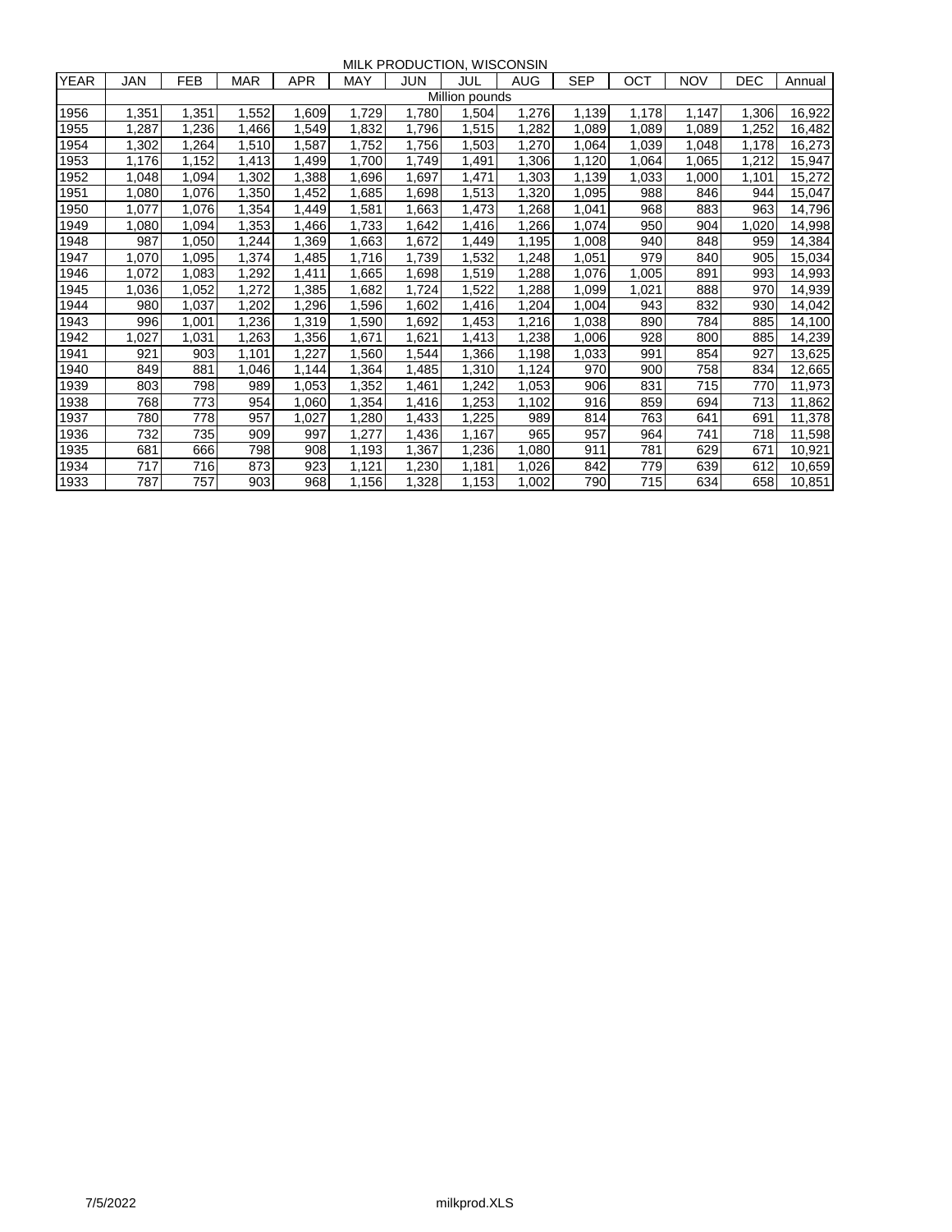MILK PRODUCTION, WISCONSIN

| YEAR | JAN | FEB | MAR | APR | MAY | JUN | JUL | AUG | SEP | OCT | NOV | DEC | Annual |
|---|---|---|---|---|---|---|---|---|---|---|---|---|---|
| | Million pounds | | | | | | | | | | | | |
| 1956 | 1,351 | 1,351 | 1,552 | 1,609 | 1,729 | 1,780 | 1,504 | 1,276 | 1,139 | 1,178 | 1,147 | 1,306 | 16,922 |
| 1955 | 1,287 | 1,236 | 1,466 | 1,549 | 1,832 | 1,796 | 1,515 | 1,282 | 1,089 | 1,089 | 1,089 | 1,252 | 16,482 |
| 1954 | 1,302 | 1,264 | 1,510 | 1,587 | 1,752 | 1,756 | 1,503 | 1,270 | 1,064 | 1,039 | 1,048 | 1,178 | 16,273 |
| 1953 | 1,176 | 1,152 | 1,413 | 1,499 | 1,700 | 1,749 | 1,491 | 1,306 | 1,120 | 1,064 | 1,065 | 1,212 | 15,947 |
| 1952 | 1,048 | 1,094 | 1,302 | 1,388 | 1,696 | 1,697 | 1,471 | 1,303 | 1,139 | 1,033 | 1,000 | 1,101 | 15,272 |
| 1951 | 1,080 | 1,076 | 1,350 | 1,452 | 1,685 | 1,698 | 1,513 | 1,320 | 1,095 | 988 | 846 | 944 | 15,047 |
| 1950 | 1,077 | 1,076 | 1,354 | 1,449 | 1,581 | 1,663 | 1,473 | 1,268 | 1,041 | 968 | 883 | 963 | 14,796 |
| 1949 | 1,080 | 1,094 | 1,353 | 1,466 | 1,733 | 1,642 | 1,416 | 1,266 | 1,074 | 950 | 904 | 1,020 | 14,998 |
| 1948 | 987 | 1,050 | 1,244 | 1,369 | 1,663 | 1,672 | 1,449 | 1,195 | 1,008 | 940 | 848 | 959 | 14,384 |
| 1947 | 1,070 | 1,095 | 1,374 | 1,485 | 1,716 | 1,739 | 1,532 | 1,248 | 1,051 | 979 | 840 | 905 | 15,034 |
| 1946 | 1,072 | 1,083 | 1,292 | 1,411 | 1,665 | 1,698 | 1,519 | 1,288 | 1,076 | 1,005 | 891 | 993 | 14,993 |
| 1945 | 1,036 | 1,052 | 1,272 | 1,385 | 1,682 | 1,724 | 1,522 | 1,288 | 1,099 | 1,021 | 888 | 970 | 14,939 |
| 1944 | 980 | 1,037 | 1,202 | 1,296 | 1,596 | 1,602 | 1,416 | 1,204 | 1,004 | 943 | 832 | 930 | 14,042 |
| 1943 | 996 | 1,001 | 1,236 | 1,319 | 1,590 | 1,692 | 1,453 | 1,216 | 1,038 | 890 | 784 | 885 | 14,100 |
| 1942 | 1,027 | 1,031 | 1,263 | 1,356 | 1,671 | 1,621 | 1,413 | 1,238 | 1,006 | 928 | 800 | 885 | 14,239 |
| 1941 | 921 | 903 | 1,101 | 1,227 | 1,560 | 1,544 | 1,366 | 1,198 | 1,033 | 991 | 854 | 927 | 13,625 |
| 1940 | 849 | 881 | 1,046 | 1,144 | 1,364 | 1,485 | 1,310 | 1,124 | 970 | 900 | 758 | 834 | 12,665 |
| 1939 | 803 | 798 | 989 | 1,053 | 1,352 | 1,461 | 1,242 | 1,053 | 906 | 831 | 715 | 770 | 11,973 |
| 1938 | 768 | 773 | 954 | 1,060 | 1,354 | 1,416 | 1,253 | 1,102 | 916 | 859 | 694 | 713 | 11,862 |
| 1937 | 780 | 778 | 957 | 1,027 | 1,280 | 1,433 | 1,225 | 989 | 814 | 763 | 641 | 691 | 11,378 |
| 1936 | 732 | 735 | 909 | 997 | 1,277 | 1,436 | 1,167 | 965 | 957 | 964 | 741 | 718 | 11,598 |
| 1935 | 681 | 666 | 798 | 908 | 1,193 | 1,367 | 1,236 | 1,080 | 911 | 781 | 629 | 671 | 10,921 |
| 1934 | 717 | 716 | 873 | 923 | 1,121 | 1,230 | 1,181 | 1,026 | 842 | 779 | 639 | 612 | 10,659 |
| 1933 | 787 | 757 | 903 | 968 | 1,156 | 1,328 | 1,153 | 1,002 | 790 | 715 | 634 | 658 | 10,851 |